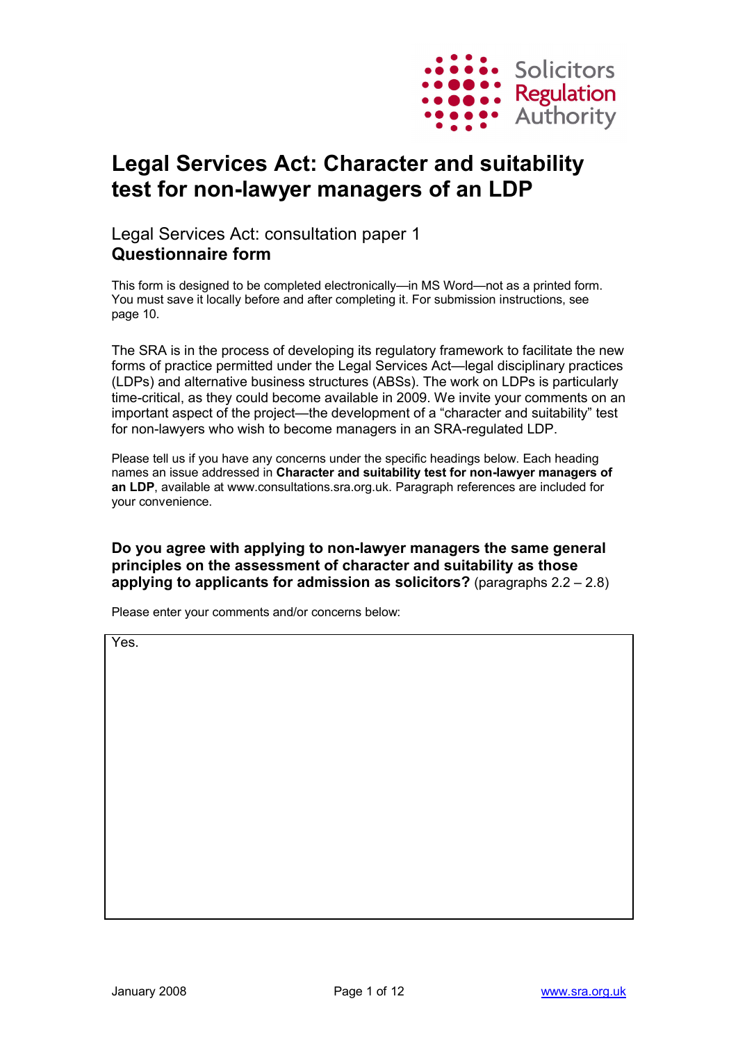Solicitors Regulation Authority

# Legal Services Act: Character and suitability test for non-lawyer managers of an LDP

## Legal Services Act: consultation paper 1
## **Questionnaire form**

This form is designed to be completed electronically—in MS Word—not as a printed form. You must save it locally before and after completing it. For submission instructions, see page 10.

The SRA is in the process of developing its regulatory framework to facilitate the new forms of practice permitted under the Legal Services Act—legal disciplinary practices (LDPs) and alternative business structures (ABSs). The work on LDPs is particularly time-critical, as they could become available in 2009. We invite your comments on an important aspect of the project—the development of a "character and suitability" test for non-lawyers who wish to become managers in an SRA-regulated LDP.

Please tell us if you have any concerns under the specific headings below. Each heading names an issue addressed in **Character and suitability test for non-lawyer managers of an LDP**, available at www.consultations.sra.org.uk. Paragraph references are included for your convenience.

**Do you agree with applying to non-lawyer managers the same general principles on the assessment of character and suitability as those applying to applicants for admission as solicitors?** (paragraphs 2.2 – 2.8)

Please enter your comments and/or concerns below:

Yes.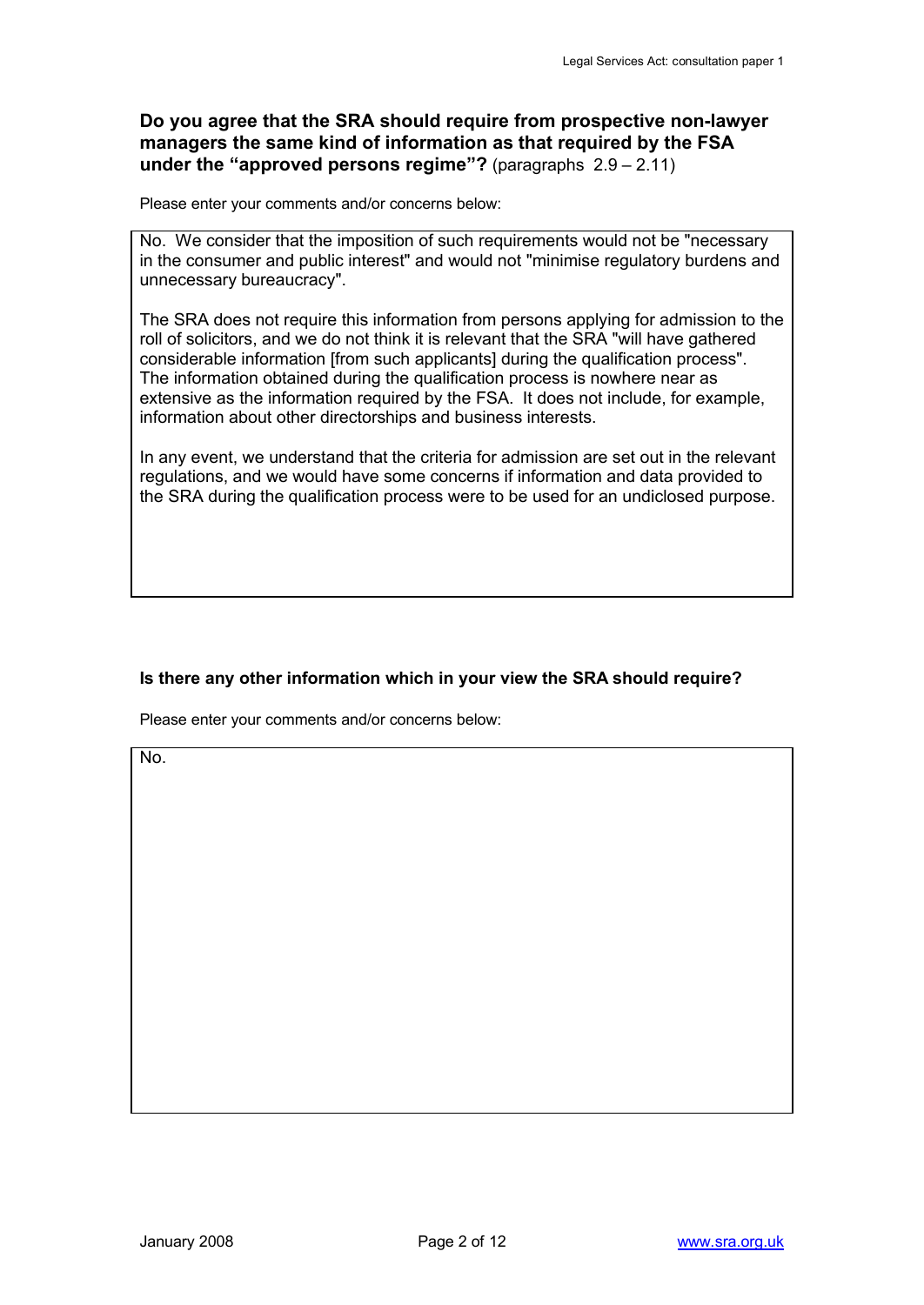**Do you agree that the SRA should require from prospective non-lawyer managers the same kind of information as that required by the FSA under the "approved persons regime"?** (paragraphs 2.9 – 2.11)

Please enter your comments and/or concerns below:

No. We consider that the imposition of such requirements would not be "necessary in the consumer and public interest" and would not "minimise regulatory burdens and unnecessary bureaucracy".

The SRA does not require this information from persons applying for admission to the roll of solicitors, and we do not think it is relevant that the SRA "will have gathered considerable information [from such applicants] during the qualification process". The information obtained during the qualification process is nowhere near as extensive as the information required by the FSA. It does not include, for example, information about other directorships and business interests.

In any event, we understand that the criteria for admission are set out in the relevant regulations, and we would have some concerns if information and data provided to the SRA during the qualification process were to be used for an undisclosed purpose.

**Is there any other information which in your view the SRA should require?**

Please enter your comments and/or concerns below:

No.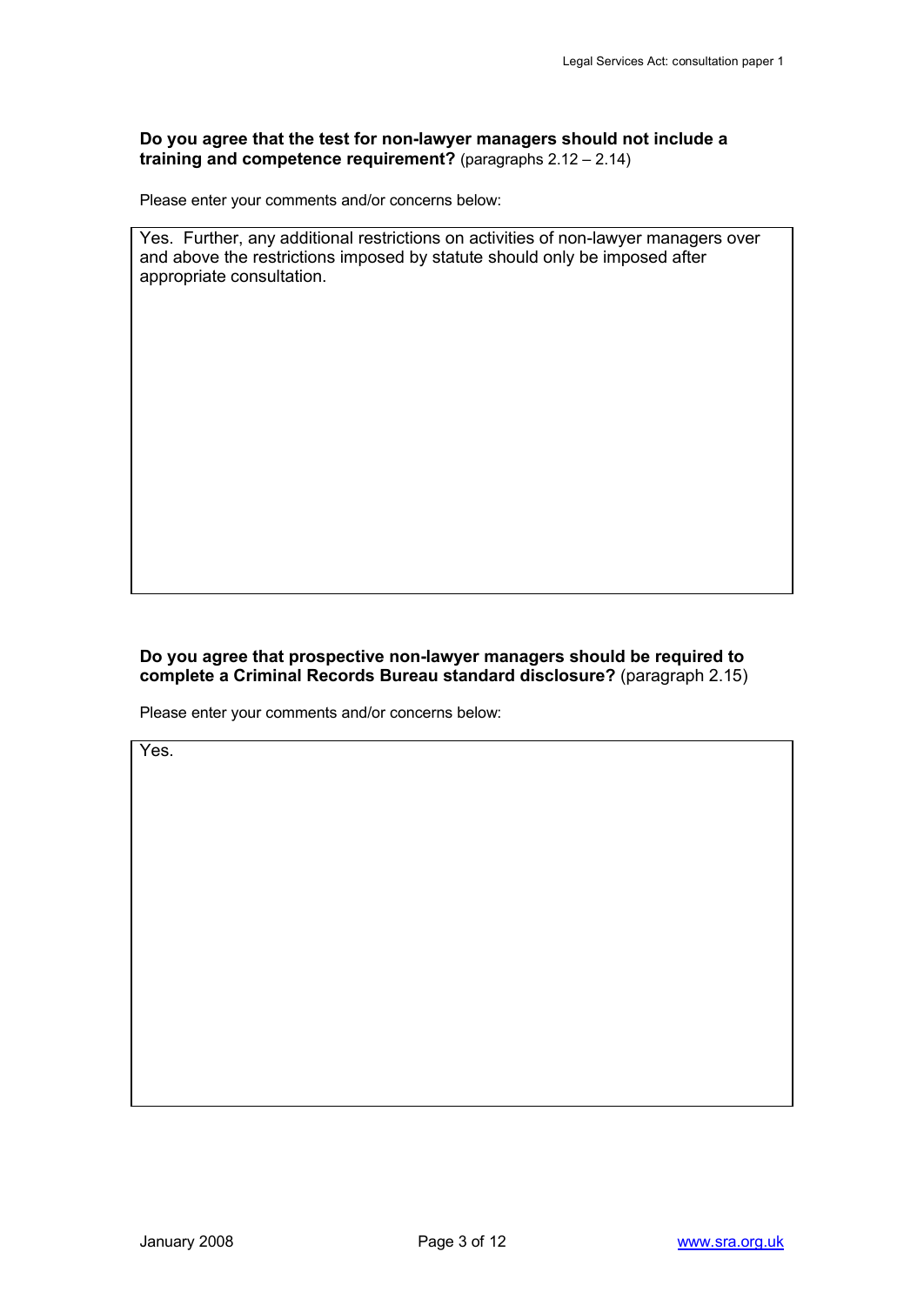**Do you agree that the test for non-lawyer managers should not include a training and competence requirement?** (paragraphs 2.12 – 2.14)

Please enter your comments and/or concerns below:

Yes. Further, any additional restrictions on activities of non-lawyer managers over and above the restrictions imposed by statute should only be imposed after appropriate consultation.

**Do you agree that prospective non-lawyer managers should be required to complete a Criminal Records Bureau standard disclosure?** (paragraph 2.15)

Please enter your comments and/or concerns below:

Yes.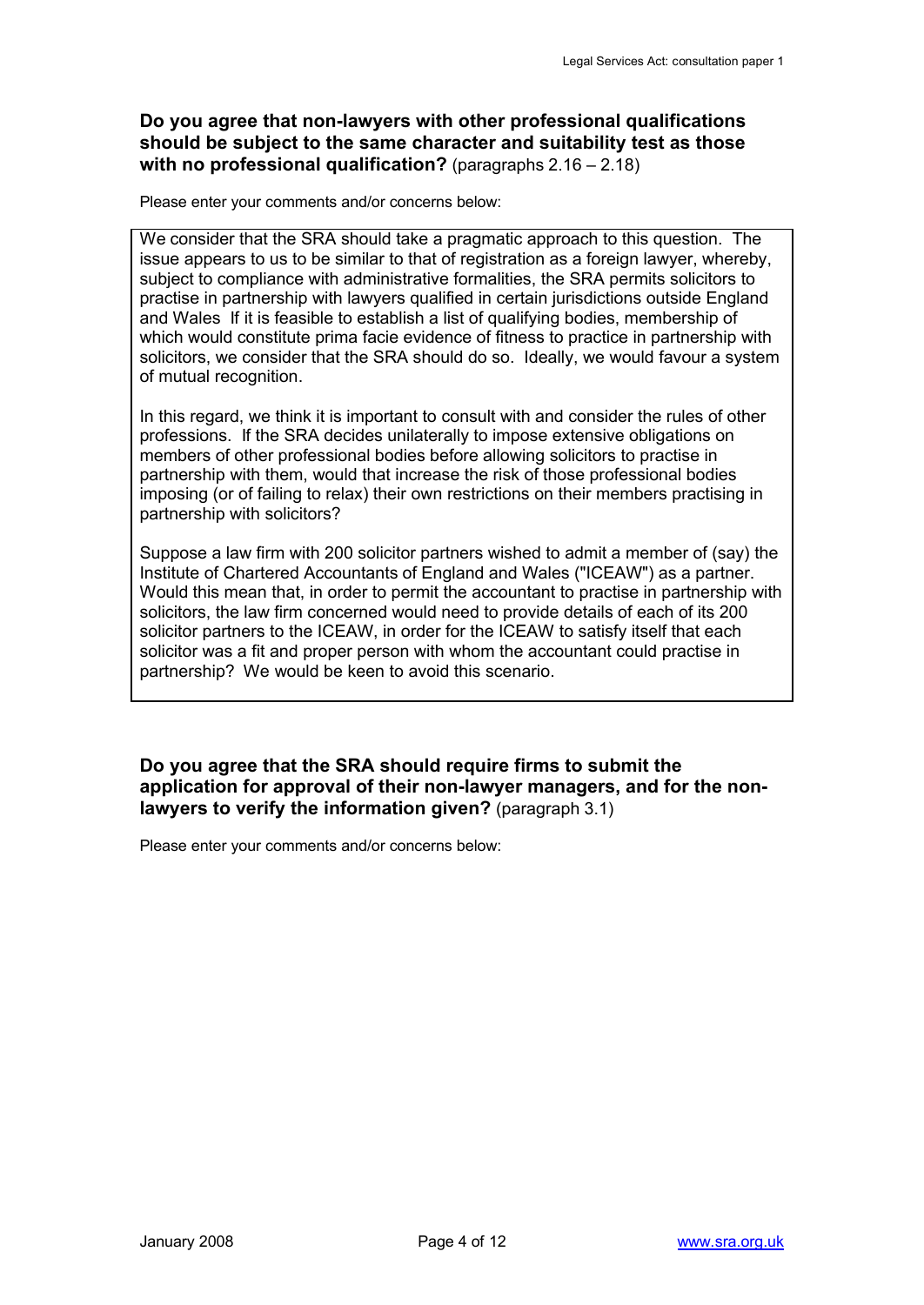**Do you agree that non-lawyers with other professional qualifications should be subject to the same character and suitability test as those with no professional qualification?** (paragraphs 2.16 – 2.18)

Please enter your comments and/or concerns below:

We consider that the SRA should take a pragmatic approach to this question. The issue appears to us to be similar to that of registration as a foreign lawyer, whereby, subject to compliance with administrative formalities, the SRA permits solicitors to practise in partnership with lawyers qualified in certain jurisdictions outside England and Wales If it is feasible to establish a list of qualifying bodies, membership of which would constitute prima facie evidence of fitness to practice in partnership with solicitors, we consider that the SRA should do so. Ideally, we would favour a system of mutual recognition.

In this regard, we think it is important to consult with and consider the rules of other professions. If the SRA decides unilaterally to impose extensive obligations on members of other professional bodies before allowing solicitors to practise in partnership with them, would that increase the risk of those professional bodies imposing (or of failing to relax) their own restrictions on their members practising in partnership with solicitors?

Suppose a law firm with 200 solicitor partners wished to admit a member of (say) the Institute of Chartered Accountants of England and Wales ("ICEAW") as a partner. Would this mean that, in order to permit the accountant to practise in partnership with solicitors, the law firm concerned would need to provide details of each of its 200 solicitor partners to the ICEAW, in order for the ICEAW to satisfy itself that each solicitor was a fit and proper person with whom the accountant could practise in partnership? We would be keen to avoid this scenario.

**Do you agree that the SRA should require firms to submit the application for approval of their non-lawyer managers, and for the non-lawyers to verify the information given?** (paragraph 3.1)

Please enter your comments and/or concerns below: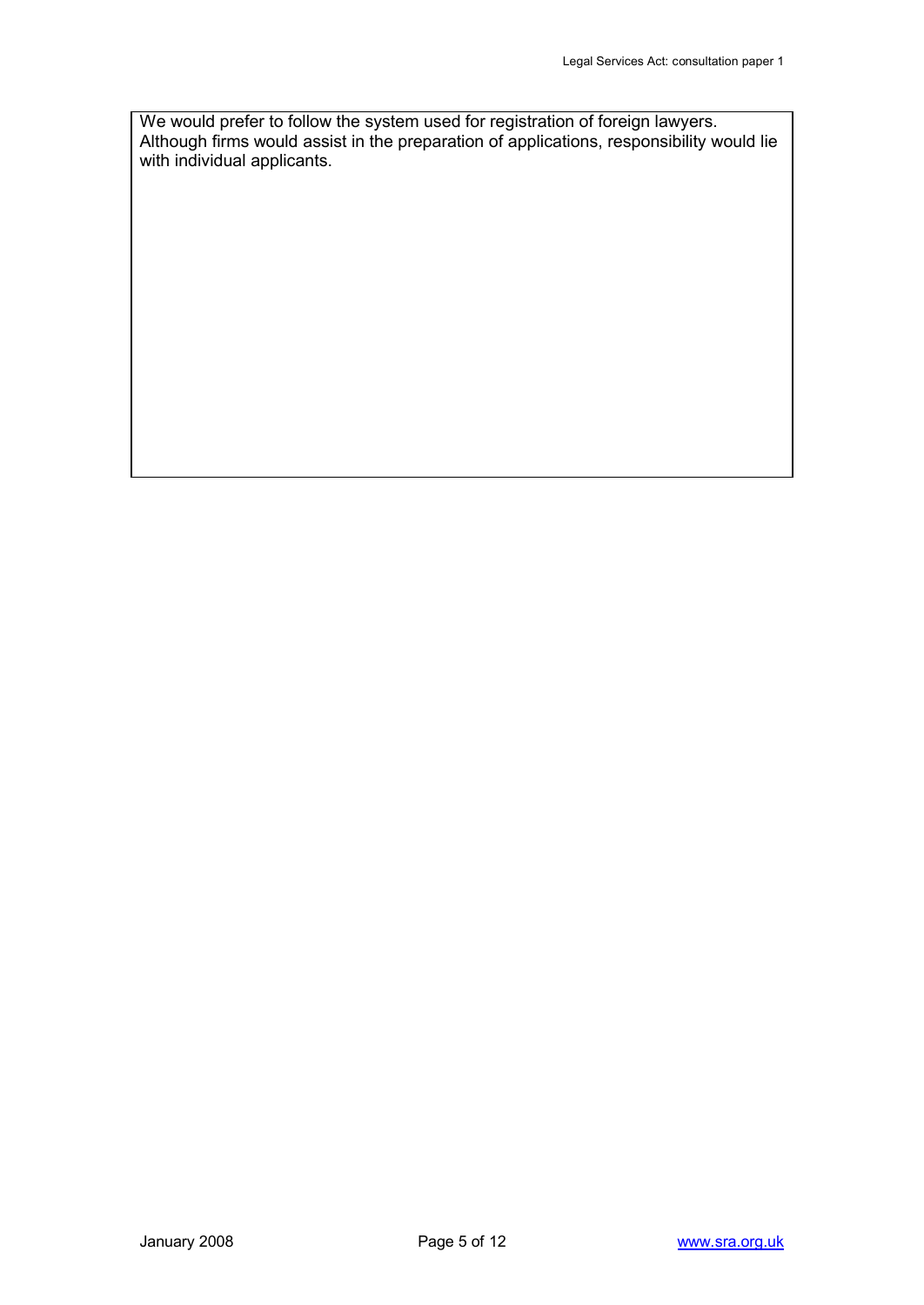We would prefer to follow the system used for registration of foreign lawyers. Although firms would assist in the preparation of applications, responsibility would lie with individual applicants.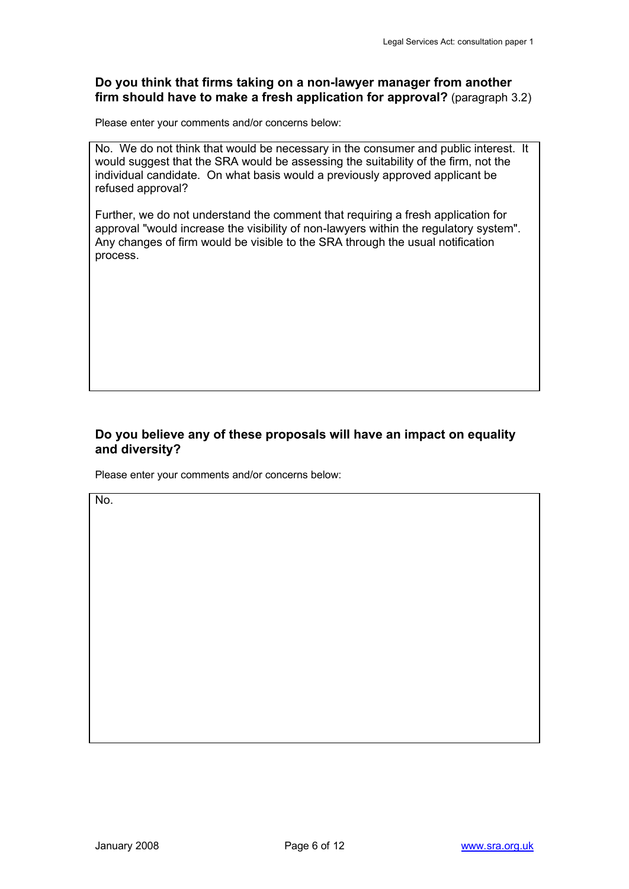**Do you think that firms taking on a non-lawyer manager from another firm should have to make a fresh application for approval?** (paragraph 3.2)

Please enter your comments and/or concerns below:

No. We do not think that would be necessary in the consumer and public interest. It would suggest that the SRA would be assessing the suitability of the firm, not the individual candidate. On what basis would a previously approved applicant be refused approval?

Further, we do not understand the comment that requiring a fresh application for approval "would increase the visibility of non-lawyers within the regulatory system". Any changes of firm would be visible to the SRA through the usual notification process.

**Do you believe any of these proposals will have an impact on equality and diversity?**

Please enter your comments and/or concerns below:

No.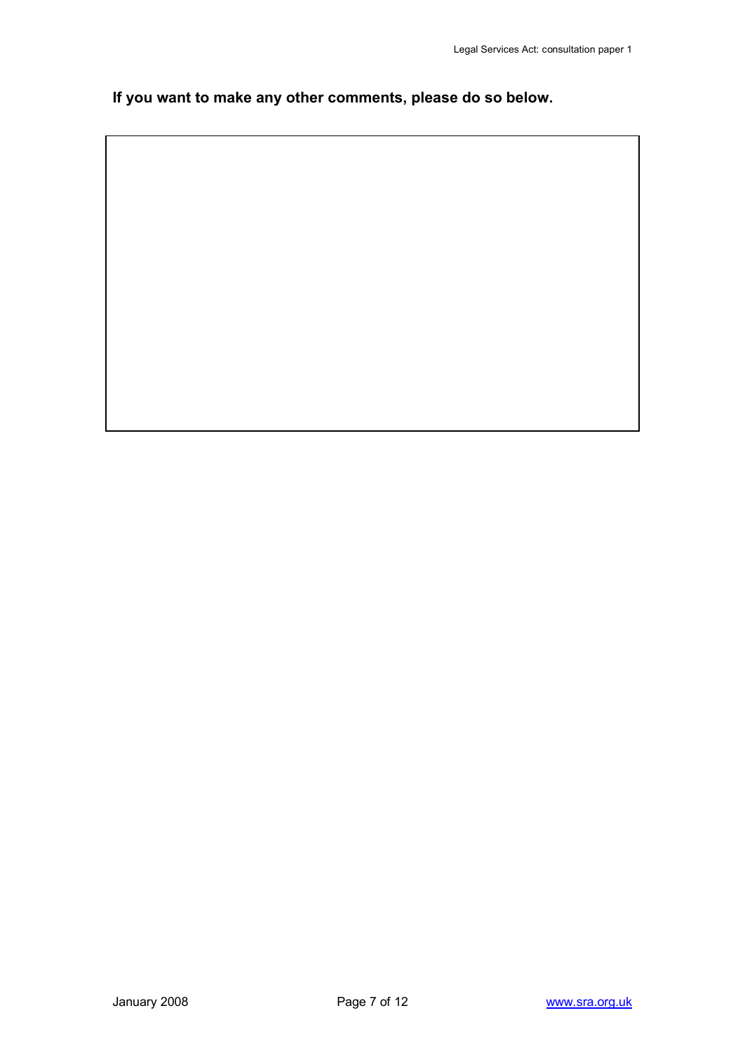**If you want to make any other comments, please do so below.**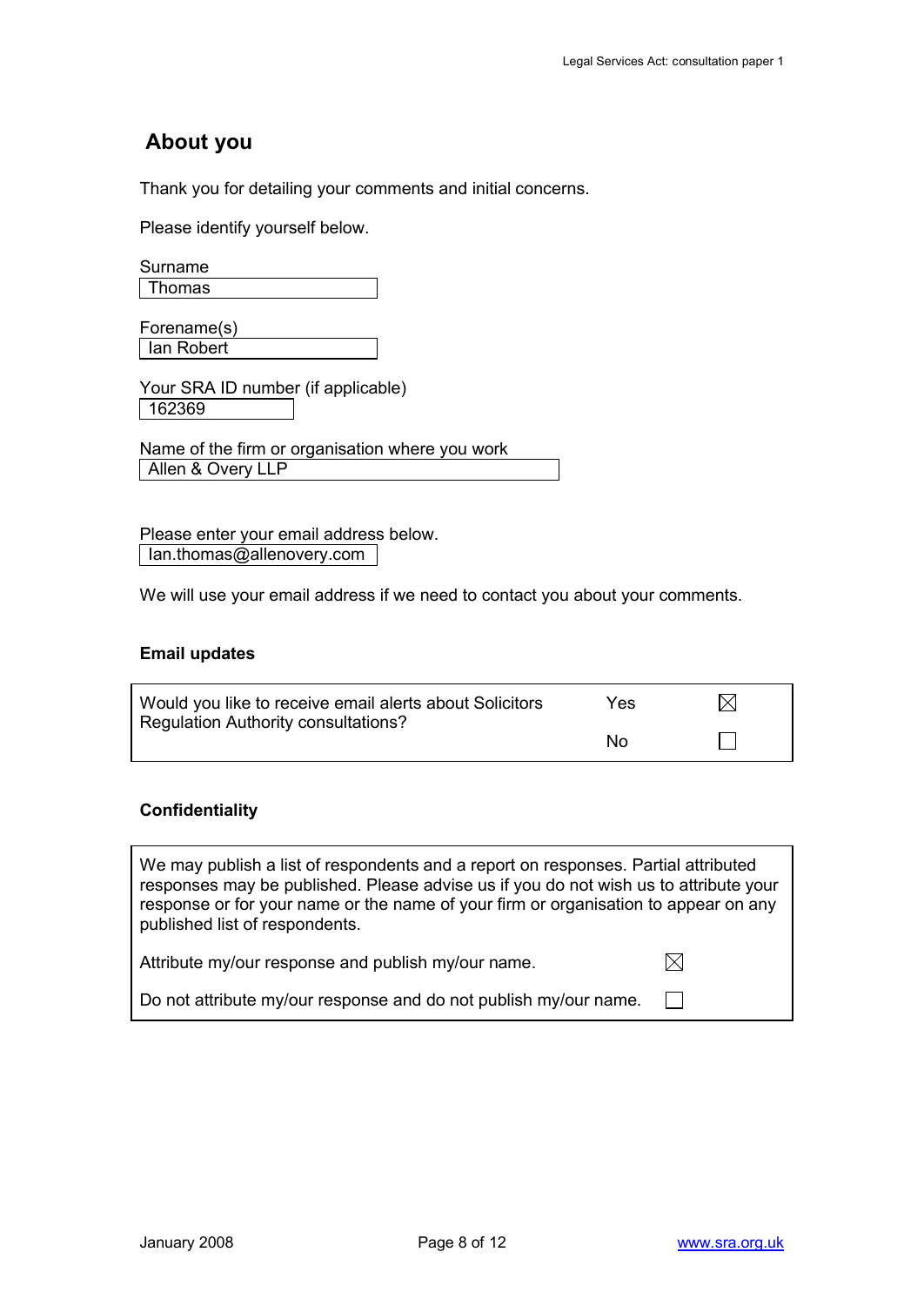## About you

Thank you for detailing your comments and initial concerns.

Please identify yourself below.

Surname
Thomas

Forename(s)
Ian Robert

Your SRA ID number (if applicable)
162369

Name of the firm or organisation where you work
Allen & Overy LLP

Please enter your email address below.
Ian.thomas@allenovery.com

We will use your email address if we need to contact you about your comments.

### Email updates

| Would you like to receive email alerts about Solicitors Regulation Authority consultations? | Yes | ☒ |
| --- | --- | --- |
| | No | ☐ |

### Confidentiality

We may publish a list of respondents and a report on responses. Partial attributed responses may be published. Please advise us if you do not wish us to attribute your response or for your name or the name of your firm or organisation to appear on any published list of respondents.

| Option | |
| --- | --- |
| Attribute my/our response and publish my/our name. | ☒ |
| Do not attribute my/our response and do not publish my/our name. | ☐ |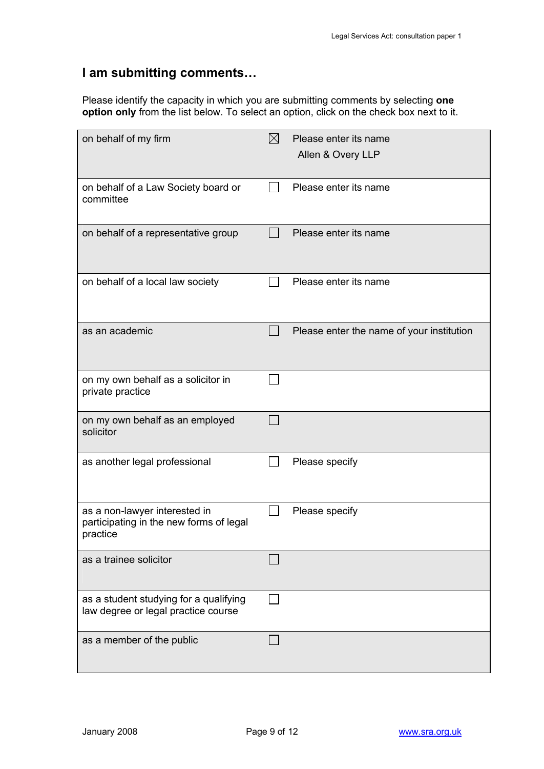## I am submitting comments…

Please identify the capacity in which you are submitting comments by selecting **one option only** from the list below. To select an option, click on the check box next to it.

| | | |
|---|---|---|
| on behalf of my firm | ☒ | Please enter its name<br>Allen & Overy LLP |
| on behalf of a Law Society board or committee | ☐ | Please enter its name |
| on behalf of a representative group | ☐ | Please enter its name |
| on behalf of a local law society | ☐ | Please enter its name |
| as an academic | ☐ | Please enter the name of your institution |
| on my own behalf as a solicitor in private practice | ☐ | |
| on my own behalf as an employed solicitor | ☐ | |
| as another legal professional | ☐ | Please specify |
| as a non-lawyer interested in participating in the new forms of legal practice | ☐ | Please specify |
| as a trainee solicitor | ☐ | |
| as a student studying for a qualifying law degree or legal practice course | ☐ | |
| as a member of the public | ☐ | |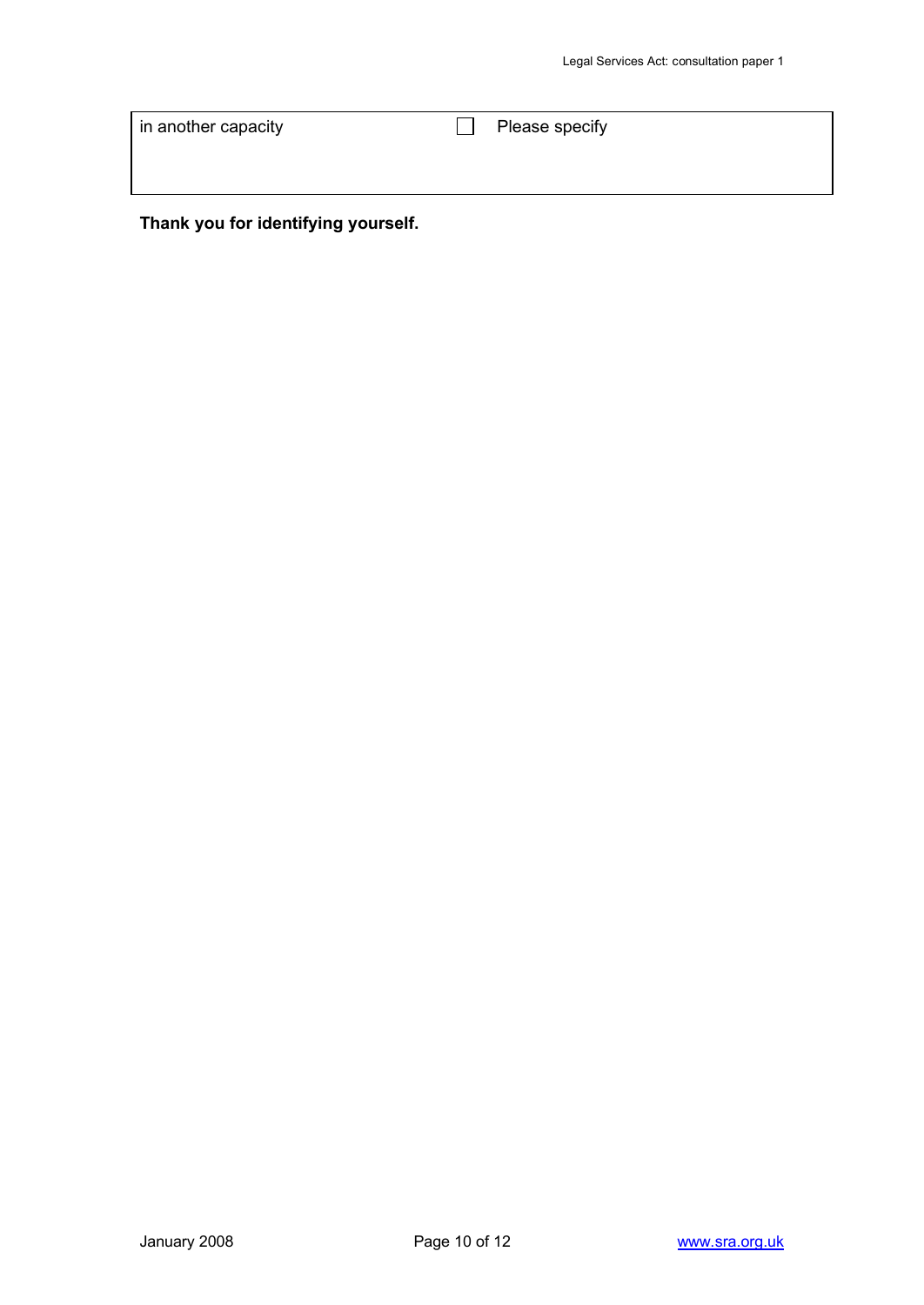| | | |
|---|---|---|
| in another capacity | ☐ | Please specify |

**Thank you for identifying yourself.**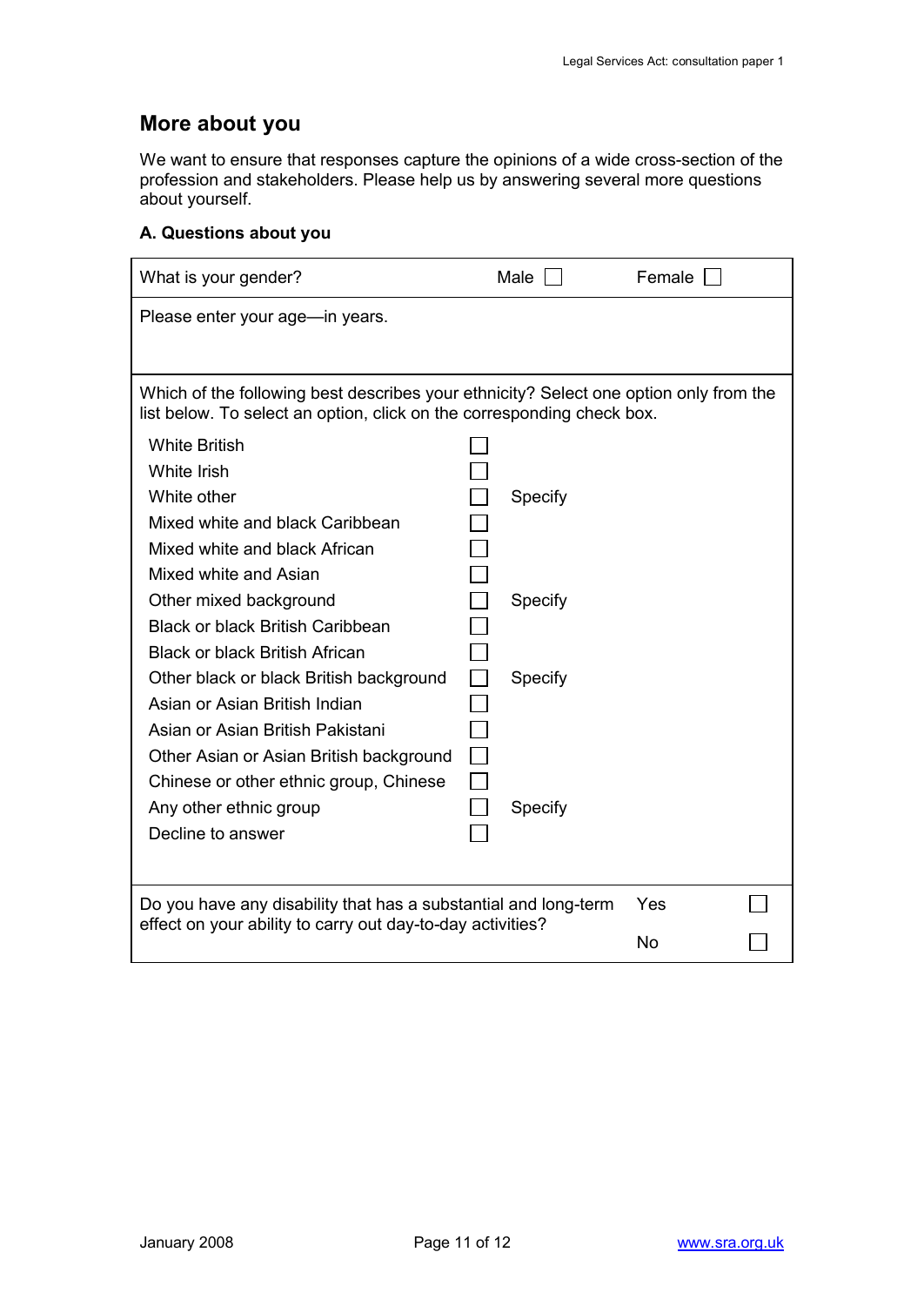## More about you

We want to ensure that responses capture the opinions of a wide cross-section of the profession and stakeholders. Please help us by answering several more questions about yourself.

### A. Questions about you

| | | |
|---|---|---|
| What is your gender? | Male ☐ | Female ☐ |
| Please enter your age—in years. | | |

Which of the following best describes your ethnicity? Select one option only from the list below. To select an option, click on the corresponding check box.

| | | |
|---|---|---|
| White British | ☐ | |
| White Irish | ☐ | |
| White other | ☐ | Specify |
| Mixed white and black Caribbean | ☐ | |
| Mixed white and black African | ☐ | |
| Mixed white and Asian | ☐ | |
| Other mixed background | ☐ | Specify |
| Black or black British Caribbean | ☐ | |
| Black or black British African | ☐ | |
| Other black or black British background | ☐ | Specify |
| Asian or Asian British Indian | ☐ | |
| Asian or Asian British Pakistani | ☐ | |
| Other Asian or Asian British background | ☐ | |
| Chinese or other ethnic group, Chinese | ☐ | |
| Any other ethnic group | ☐ | Specify |
| Decline to answer | ☐ | |

| | | |
|---|---|---|
| Do you have any disability that has a substantial and long-term effect on your ability to carry out day-to-day activities? | Yes | ☐ |
| | No | ☐ |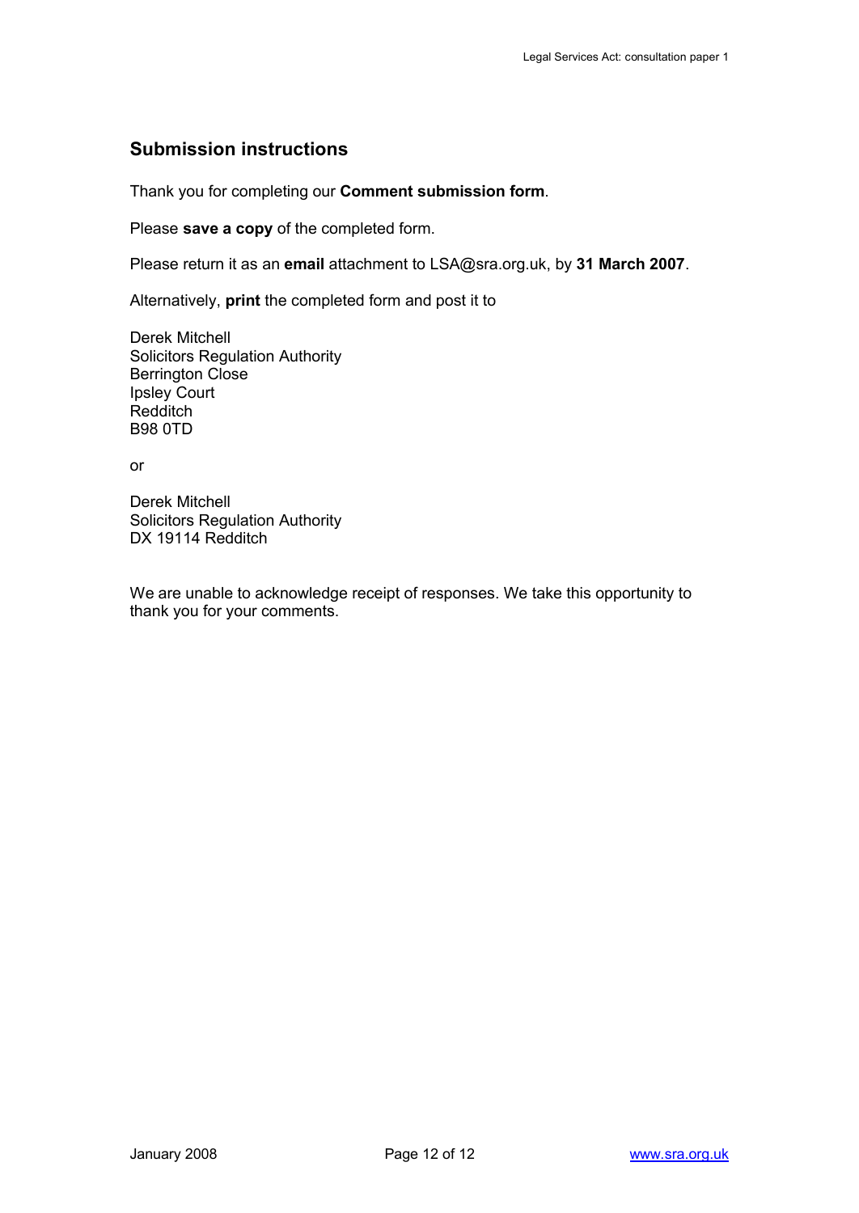## Submission instructions

Thank you for completing our **Comment submission form**.

Please **save a copy** of the completed form.

Please return it as an **email** attachment to LSA@sra.org.uk, by **31 March 2007**.

Alternatively, **print** the completed form and post it to

Derek Mitchell  
Solicitors Regulation Authority  
Berrington Close  
Ipsley Court  
Redditch  
B98 0TD

or

Derek Mitchell  
Solicitors Regulation Authority  
DX 19114 Redditch

We are unable to acknowledge receipt of responses. We take this opportunity to thank you for your comments.